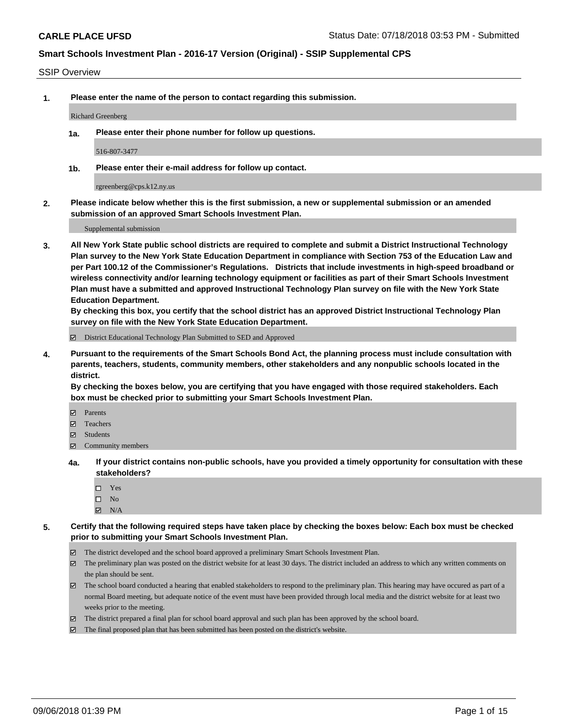CARLE PLACE UFSD

Status Date: 07/18/2018 03:53 PM - Submitted

**Smart Schools Investment Plan - 2016-17 Version (Original) - SSIP Supplemental CPS**

SSIP Overview

**1. Please enter the name of the person to contact regarding this submission.**

Richard Greenberg

**1a. Please enter their phone number for follow up questions.**

516-807-3477

**1b. Please enter their e-mail address for follow up contact.**

rgreenberg@cps.k12.ny.us

**2. Please indicate below whether this is the first submission, a new or supplemental submission or an amended submission of an approved Smart Schools Investment Plan.**

Supplemental submission

**3. All New York State public school districts are required to complete and submit a District Instructional Technology Plan survey to the New York State Education Department in compliance with Section 753 of the Education Law and per Part 100.12 of the Commissioner's Regulations. Districts that include investments in high-speed broadband or wireless connectivity and/or learning technology equipment or facilities as part of their Smart Schools Investment Plan must have a submitted and approved Instructional Technology Plan survey on file with the New York State Education Department.**
**By checking this box, you certify that the school district has an approved District Instructional Technology Plan survey on file with the New York State Education Department.**

- ☑ District Educational Technology Plan Submitted to SED and Approved

**4. Pursuant to the requirements of the Smart Schools Bond Act, the planning process must include consultation with parents, teachers, students, community members, other stakeholders and any nonpublic schools located in the district.**
**By checking the boxes below, you are certifying that you have engaged with those required stakeholders. Each box must be checked prior to submitting your Smart Schools Investment Plan.**

- ☑ Parents
- ☑ Teachers
- ☑ Students
- ☑ Community members

**4a. If your district contains non-public schools, have you provided a timely opportunity for consultation with these stakeholders?**

- ☐ Yes
- ☐ No
- ☑ N/A

**5. Certify that the following required steps have taken place by checking the boxes below: Each box must be checked prior to submitting your Smart Schools Investment Plan.**

- ☑ The district developed and the school board approved a preliminary Smart Schools Investment Plan.
- ☑ The preliminary plan was posted on the district website for at least 30 days. The district included an address to which any written comments on the plan should be sent.
- ☑ The school board conducted a hearing that enabled stakeholders to respond to the preliminary plan. This hearing may have occured as part of a normal Board meeting, but adequate notice of the event must have been provided through local media and the district website for at least two weeks prior to the meeting.
- ☑ The district prepared a final plan for school board approval and such plan has been approved by the school board.
- ☑ The final proposed plan that has been submitted has been posted on the district's website.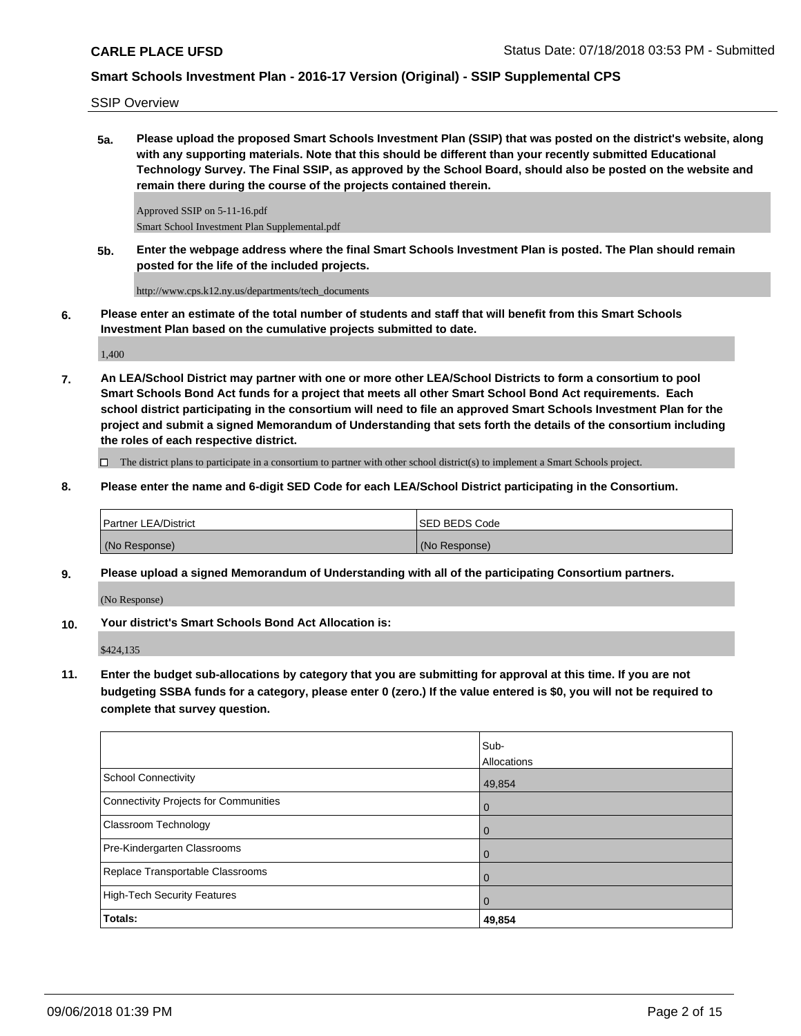SSIP Overview

**5a. Please upload the proposed Smart Schools Investment Plan (SSIP) that was posted on the district's website, along with any supporting materials. Note that this should be different than your recently submitted Educational Technology Survey. The Final SSIP, as approved by the School Board, should also be posted on the website and remain there during the course of the projects contained therein.**

Approved SSIP on 5-11-16.pdf
Smart School Investment Plan Supplemental.pdf

**5b. Enter the webpage address where the final Smart Schools Investment Plan is posted. The Plan should remain posted for the life of the included projects.**

http://www.cps.k12.ny.us/departments/tech_documents

**6. Please enter an estimate of the total number of students and staff that will benefit from this Smart Schools Investment Plan based on the cumulative projects submitted to date.**

1,400

**7. An LEA/School District may partner with one or more other LEA/School Districts to form a consortium to pool Smart Schools Bond Act funds for a project that meets all other Smart School Bond Act requirements. Each school district participating in the consortium will need to file an approved Smart Schools Investment Plan for the project and submit a signed Memorandum of Understanding that sets forth the details of the consortium including the roles of each respective district.**

☐ The district plans to participate in a consortium to partner with other school district(s) to implement a Smart Schools project.

**8. Please enter the name and 6-digit SED Code for each LEA/School District participating in the Consortium.**

| Partner LEA/District | SED BEDS Code |
|---|---|
| (No Response) | (No Response) |

**9. Please upload a signed Memorandum of Understanding with all of the participating Consortium partners.**

(No Response)

**10. Your district's Smart Schools Bond Act Allocation is:**

$424,135

**11. Enter the budget sub-allocations by category that you are submitting for approval at this time. If you are not budgeting SSBA funds for a category, please enter 0 (zero.) If the value entered is $0, you will not be required to complete that survey question.**

| | Sub-Allocations |
|---|---|
| School Connectivity | 49,854 |
| Connectivity Projects for Communities | 0 |
| Classroom Technology | 0 |
| Pre-Kindergarten Classrooms | 0 |
| Replace Transportable Classrooms | 0 |
| High-Tech Security Features | 0 |
| **Totals:** | **49,854** |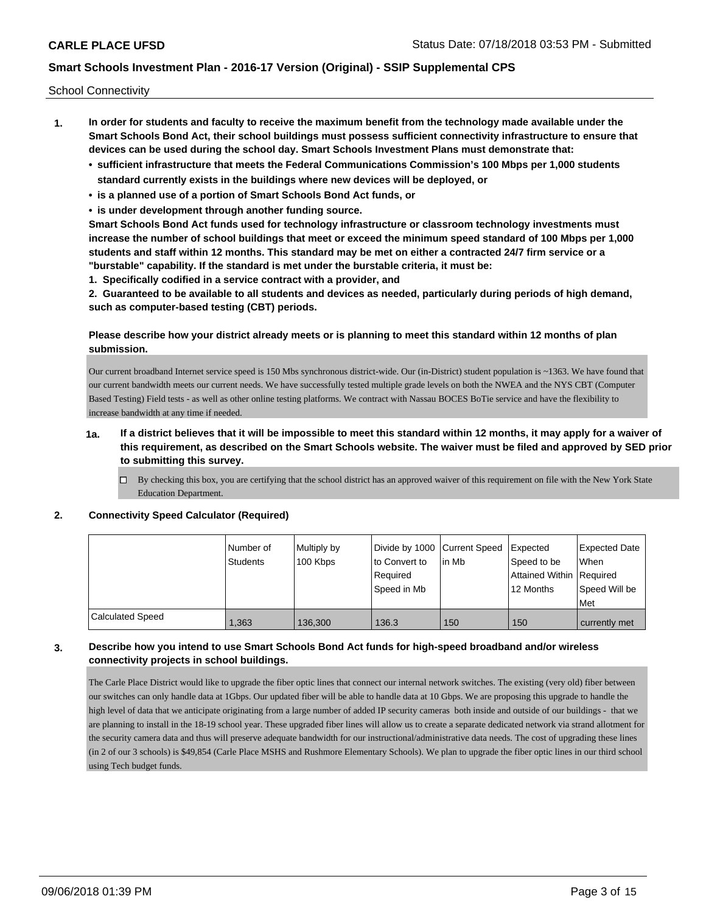School Connectivity

1. **In order for students and faculty to receive the maximum benefit from the technology made available under the Smart Schools Bond Act, their school buildings must possess sufficient connectivity infrastructure to ensure that devices can be used during the school day. Smart Schools Investment Plans must demonstrate that:**
   - **sufficient infrastructure that meets the Federal Communications Commission's 100 Mbps per 1,000 students standard currently exists in the buildings where new devices will be deployed, or**
   - **is a planned use of a portion of Smart Schools Bond Act funds, or**
   - **is under development through another funding source.**

   **Smart Schools Bond Act funds used for technology infrastructure or classroom technology investments must increase the number of school buildings that meet or exceed the minimum speed standard of 100 Mbps per 1,000 students and staff within 12 months. This standard may be met on either a contracted 24/7 firm service or a "burstable" capability. If the standard is met under the burstable criteria, it must be:**

   **1. Specifically codified in a service contract with a provider, and**

   **2. Guaranteed to be available to all students and devices as needed, particularly during periods of high demand, such as computer-based testing (CBT) periods.**

   **Please describe how your district already meets or is planning to meet this standard within 12 months of plan submission.**

   Our current broadband Internet service speed is 150 Mbs synchronous district-wide. Our (in-District) student population is ~1363. We have found that our current bandwidth meets our current needs. We have successfully tested multiple grade levels on both the NWEA and the NYS CBT (Computer Based Testing) Field tests - as well as other online testing platforms. We contract with Nassau BOCES BoTie service and have the flexibility to increase bandwidth at any time if needed.

   **1a. If a district believes that it will be impossible to meet this standard within 12 months, it may apply for a waiver of this requirement, as described on the Smart Schools website. The waiver must be filed and approved by SED prior to submitting this survey.**

   ☐ By checking this box, you are certifying that the school district has an approved waiver of this requirement on file with the New York State Education Department.

2. **Connectivity Speed Calculator (Required)**

| | Number of Students | Multiply by 100 Kbps | Divide by 1000 to Convert to Required Speed in Mb | Current Speed in Mb | Expected Speed to be Attained Within 12 Months | Expected Date When Required Speed Will be Met |
|---|---|---|---|---|---|---|
| Calculated Speed | 1,363 | 136,300 | 136.3 | 150 | 150 | currently met |

3. **Describe how you intend to use Smart Schools Bond Act funds for high-speed broadband and/or wireless connectivity projects in school buildings.**

   The Carle Place District would like to upgrade the fiber optic lines that connect our internal network switches. The existing (very old) fiber between our switches can only handle data at 1Gbps. Our updated fiber will be able to handle data at 10 Gbps. We are proposing this upgrade to handle the high level of data that we anticipate originating from a large number of added IP security cameras both inside and outside of our buildings - that we are planning to install in the 18-19 school year. These upgraded fiber lines will allow us to create a separate dedicated network via strand allotment for the security camera data and thus will preserve adequate bandwidth for our instructional/administrative data needs. The cost of upgrading these lines (in 2 of our 3 schools) is $49,854 (Carle Place MSHS and Rushmore Elementary Schools). We plan to upgrade the fiber optic lines in our third school using Tech budget funds.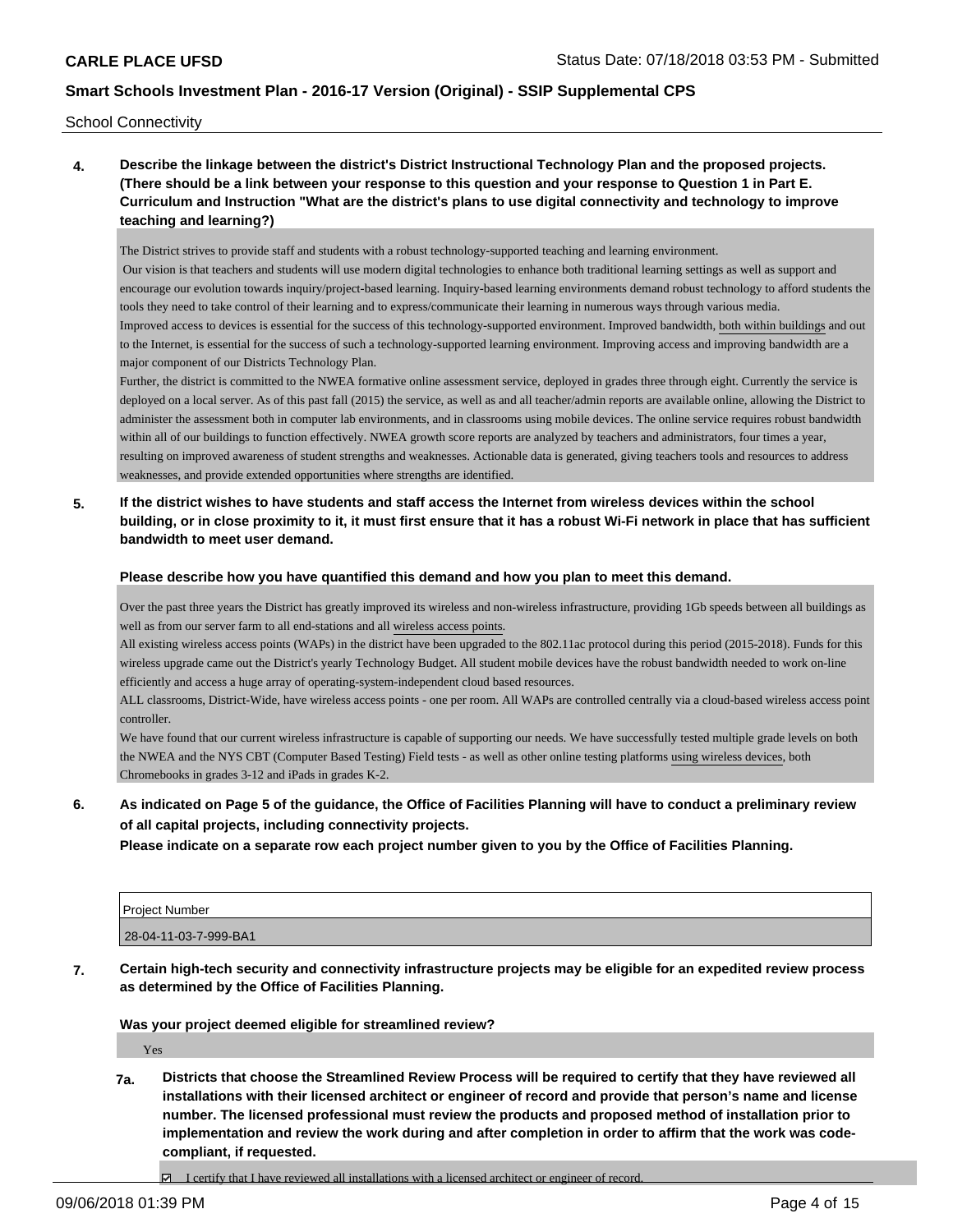School Connectivity

**4. Describe the linkage between the district's District Instructional Technology Plan and the proposed projects. (There should be a link between your response to this question and your response to Question 1 in Part E. Curriculum and Instruction "What are the district's plans to use digital connectivity and technology to improve teaching and learning?)**

The District strives to provide staff and students with a robust technology-supported teaching and learning environment.
Our vision is that teachers and students will use modern digital technologies to enhance both traditional learning settings as well as support and encourage our evolution towards inquiry/project-based learning. Inquiry-based learning environments demand robust technology to afford students the tools they need to take control of their learning and to express/communicate their learning in numerous ways through various media.
Improved access to devices is essential for the success of this technology-supported environment. Improved bandwidth, both within buildings and out to the Internet, is essential for the success of such a technology-supported learning environment. Improving access and improving bandwidth are a major component of our Districts Technology Plan.
Further, the district is committed to the NWEA formative online assessment service, deployed in grades three through eight. Currently the service is deployed on a local server. As of this past fall (2015) the service, as well as and all teacher/admin reports are available online, allowing the District to administer the assessment both in computer lab environments, and in classrooms using mobile devices. The online service requires robust bandwidth within all of our buildings to function effectively. NWEA growth score reports are analyzed by teachers and administrators, four times a year, resulting on improved awareness of student strengths and weaknesses. Actionable data is generated, giving teachers tools and resources to address weaknesses, and provide extended opportunities where strengths are identified.

**5. If the district wishes to have students and staff access the Internet from wireless devices within the school building, or in close proximity to it, it must first ensure that it has a robust Wi-Fi network in place that has sufficient bandwidth to meet user demand.**

**Please describe how you have quantified this demand and how you plan to meet this demand.**

Over the past three years the District has greatly improved its wireless and non-wireless infrastructure, providing 1Gb speeds between all buildings as well as from our server farm to all end-stations and all wireless access points.
All existing wireless access points (WAPs) in the district have been upgraded to the 802.11ac protocol during this period (2015-2018). Funds for this wireless upgrade came out the District's yearly Technology Budget. All student mobile devices have the robust bandwidth needed to work on-line efficiently and access a huge array of operating-system-independent cloud based resources.
ALL classrooms, District-Wide, have wireless access points - one per room. All WAPs are controlled centrally via a cloud-based wireless access point controller.
We have found that our current wireless infrastructure is capable of supporting our needs. We have successfully tested multiple grade levels on both the NWEA and the NYS CBT (Computer Based Testing) Field tests - as well as other online testing platforms using wireless devices, both Chromebooks in grades 3-12 and iPads in grades K-2.

**6. As indicated on Page 5 of the guidance, the Office of Facilities Planning will have to conduct a preliminary review of all capital projects, including connectivity projects.**
**Please indicate on a separate row each project number given to you by the Office of Facilities Planning.**

| Project Number |
|---|
| 28-04-11-03-7-999-BA1 |

**7. Certain high-tech security and connectivity infrastructure projects may be eligible for an expedited review process as determined by the Office of Facilities Planning.**

**Was your project deemed eligible for streamlined review?**

Yes

**7a. Districts that choose the Streamlined Review Process will be required to certify that they have reviewed all installations with their licensed architect or engineer of record and provide that person's name and license number. The licensed professional must review the products and proposed method of installation prior to implementation and review the work during and after completion in order to affirm that the work was code-compliant, if requested.**

☑ I certify that I have reviewed all installations with a licensed architect or engineer of record.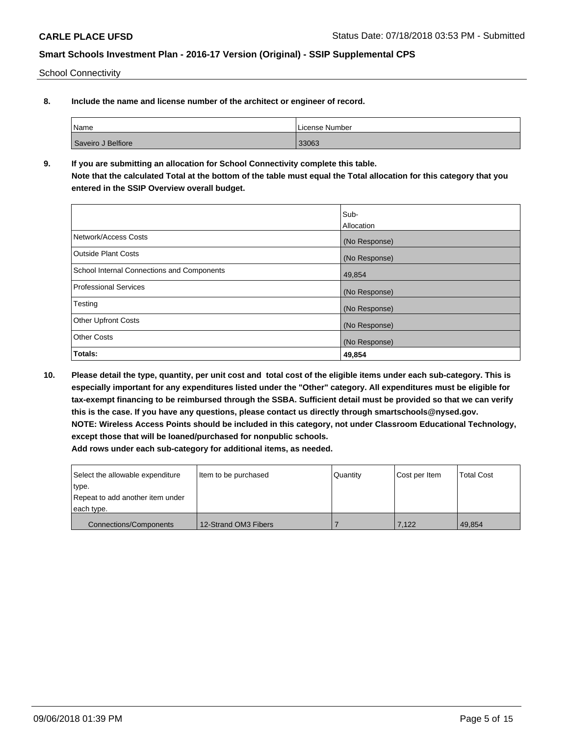School Connectivity

**8. Include the name and license number of the architect or engineer of record.**

| Name | License Number |
| --- | --- |
| Saveiro J Belfiore | 33063 |

**9. If you are submitting an allocation for School Connectivity complete this table.**
**Note that the calculated Total at the bottom of the table must equal the Total allocation for this category that you entered in the SSIP Overview overall budget.**

| | Sub-Allocation |
| --- | --- |
| Network/Access Costs | (No Response) |
| Outside Plant Costs | (No Response) |
| School Internal Connections and Components | 49,854 |
| Professional Services | (No Response) |
| Testing | (No Response) |
| Other Upfront Costs | (No Response) |
| Other Costs | (No Response) |
| **Totals:** | **49,854** |

**10. Please detail the type, quantity, per unit cost and total cost of the eligible items under each sub-category. This is especially important for any expenditures listed under the "Other" category. All expenditures must be eligible for tax-exempt financing to be reimbursed through the SSBA. Sufficient detail must be provided so that we can verify this is the case. If you have any questions, please contact us directly through smartschools@nysed.gov.**
**NOTE: Wireless Access Points should be included in this category, not under Classroom Educational Technology, except those that will be loaned/purchased for nonpublic schools.**
**Add rows under each sub-category for additional items, as needed.**

| Select the allowable expenditure type. Repeat to add another item under each type. | Item to be purchased | Quantity | Cost per Item | Total Cost |
| --- | --- | --- | --- | --- |
| Connections/Components | 12-Strand OM3 Fibers | 7 | 7,122 | 49,854 |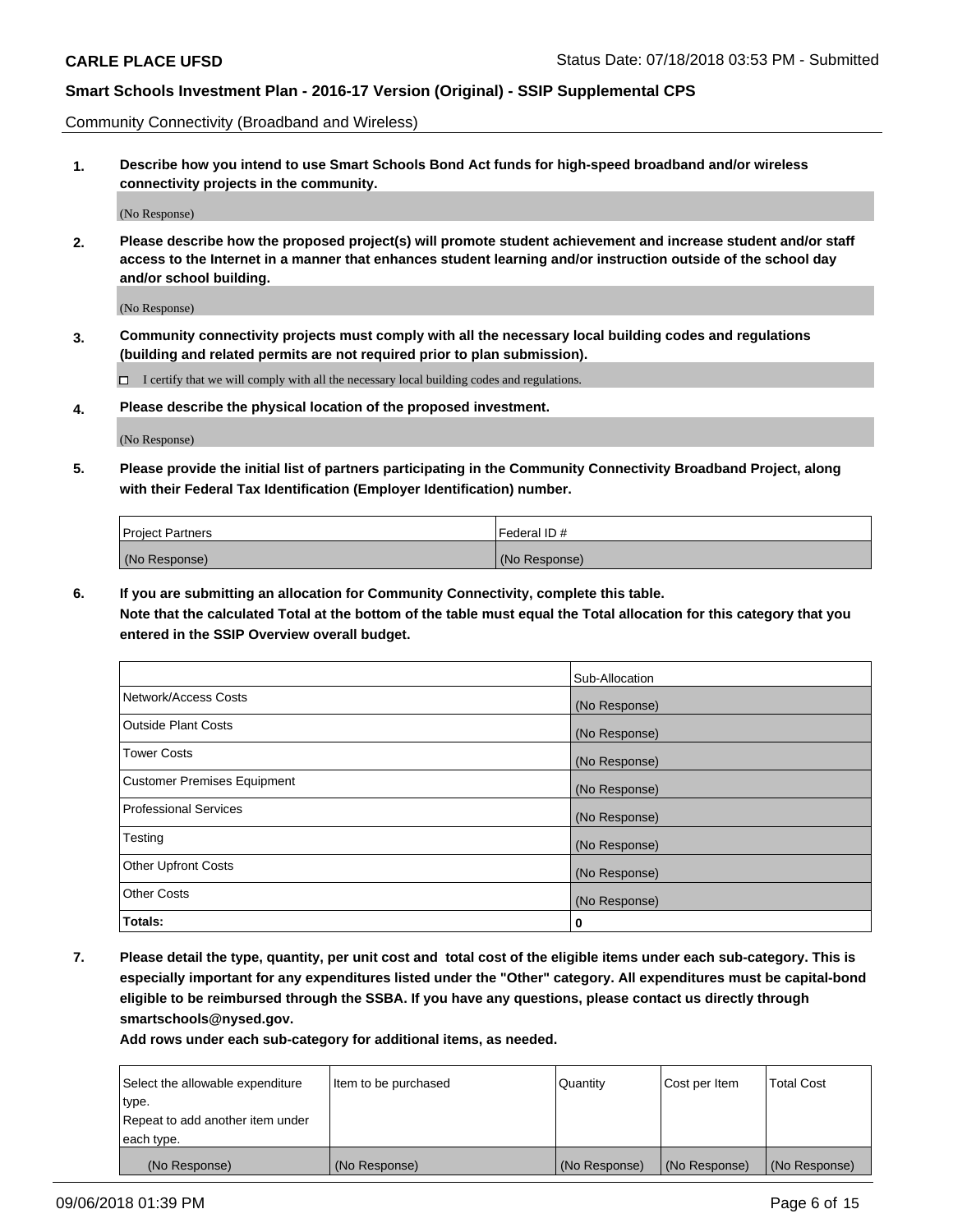Community Connectivity (Broadband and Wireless)

**1. Describe how you intend to use Smart Schools Bond Act funds for high-speed broadband and/or wireless connectivity projects in the community.**

(No Response)

**2. Please describe how the proposed project(s) will promote student achievement and increase student and/or staff access to the Internet in a manner that enhances student learning and/or instruction outside of the school day and/or school building.**

(No Response)

**3. Community connectivity projects must comply with all the necessary local building codes and regulations (building and related permits are not required prior to plan submission).**

☐ I certify that we will comply with all the necessary local building codes and regulations.

**4. Please describe the physical location of the proposed investment.**

(No Response)

**5. Please provide the initial list of partners participating in the Community Connectivity Broadband Project, along with their Federal Tax Identification (Employer Identification) number.**

| Project Partners | Federal ID # |
|---|---|
| (No Response) | (No Response) |

**6. If you are submitting an allocation for Community Connectivity, complete this table.**
**Note that the calculated Total at the bottom of the table must equal the Total allocation for this category that you entered in the SSIP Overview overall budget.**

| | Sub-Allocation |
|---|---|
| Network/Access Costs | (No Response) |
| Outside Plant Costs | (No Response) |
| Tower Costs | (No Response) |
| Customer Premises Equipment | (No Response) |
| Professional Services | (No Response) |
| Testing | (No Response) |
| Other Upfront Costs | (No Response) |
| Other Costs | (No Response) |
| **Totals:** | 0 |

**7. Please detail the type, quantity, per unit cost and total cost of the eligible items under each sub-category. This is especially important for any expenditures listed under the "Other" category. All expenditures must be capital-bond eligible to be reimbursed through the SSBA. If you have any questions, please contact us directly through smartschools@nysed.gov.**

**Add rows under each sub-category for additional items, as needed.**

| Select the allowable expenditure type. Repeat to add another item under each type. | Item to be purchased | Quantity | Cost per Item | Total Cost |
|---|---|---|---|---|
| (No Response) | (No Response) | (No Response) | (No Response) | (No Response) |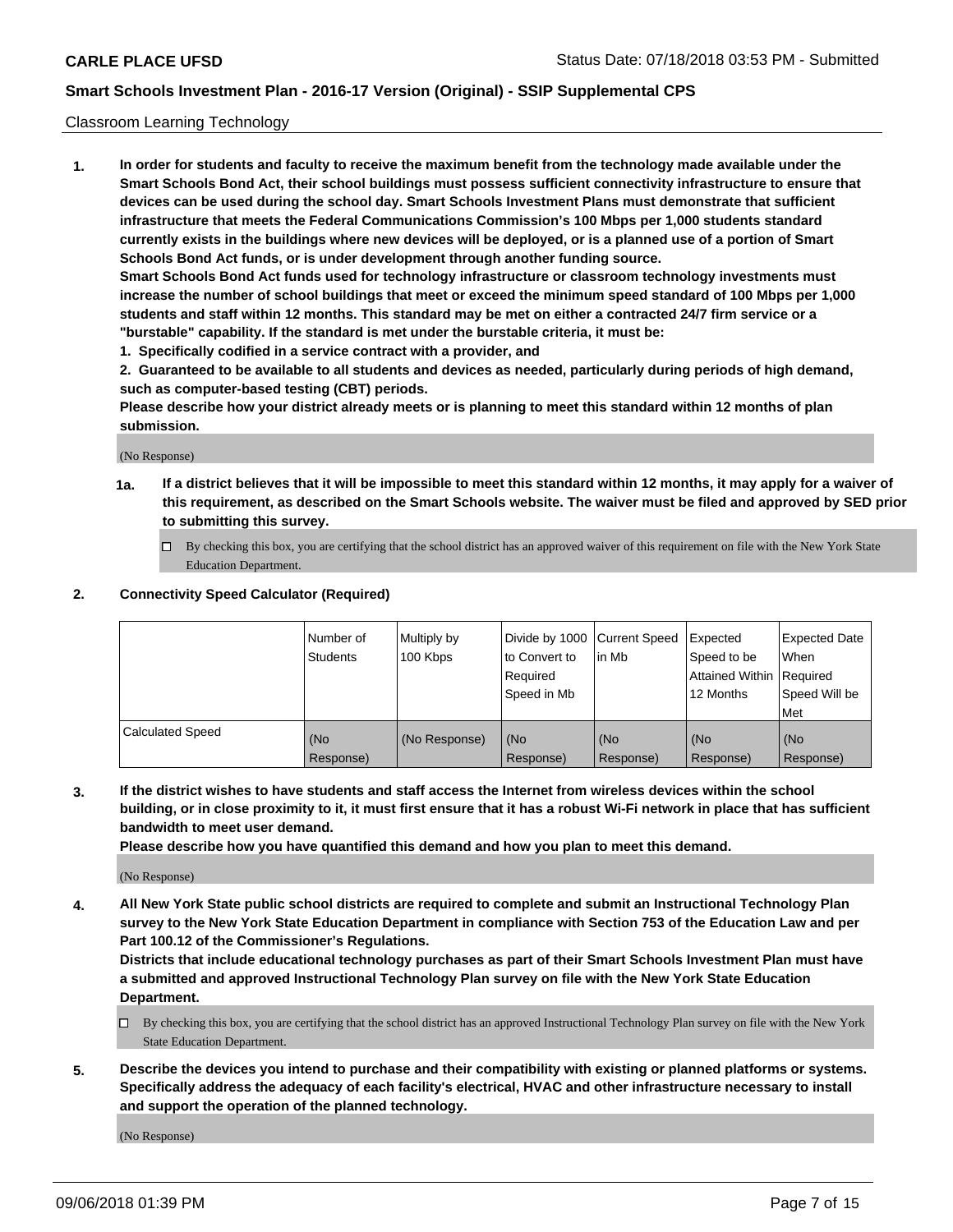Classroom Learning Technology

**1. In order for students and faculty to receive the maximum benefit from the technology made available under the Smart Schools Bond Act, their school buildings must possess sufficient connectivity infrastructure to ensure that devices can be used during the school day. Smart Schools Investment Plans must demonstrate that sufficient infrastructure that meets the Federal Communications Commission's 100 Mbps per 1,000 students standard currently exists in the buildings where new devices will be deployed, or is a planned use of a portion of Smart Schools Bond Act funds, or is under development through another funding source.**

**Smart Schools Bond Act funds used for technology infrastructure or classroom technology investments must increase the number of school buildings that meet or exceed the minimum speed standard of 100 Mbps per 1,000 students and staff within 12 months. This standard may be met on either a contracted 24/7 firm service or a "burstable" capability. If the standard is met under the burstable criteria, it must be:**

**1. Specifically codified in a service contract with a provider, and**

**2. Guaranteed to be available to all students and devices as needed, particularly during periods of high demand, such as computer-based testing (CBT) periods.**

**Please describe how your district already meets or is planning to meet this standard within 12 months of plan submission.**

(No Response)

**1a. If a district believes that it will be impossible to meet this standard within 12 months, it may apply for a waiver of this requirement, as described on the Smart Schools website. The waiver must be filed and approved by SED prior to submitting this survey.**

☐ By checking this box, you are certifying that the school district has an approved waiver of this requirement on file with the New York State Education Department.

**2. Connectivity Speed Calculator (Required)**

| | Number of Students | Multiply by 100 Kbps | Divide by 1000 to Convert to Required Speed in Mb | Current Speed in Mb | Expected Speed to be Attained Within 12 Months | Expected Date When Required Speed Will be Met |
|---|---|---|---|---|---|---|
| Calculated Speed | (No Response) | (No Response) | (No Response) | (No Response) | (No Response) | (No Response) |

**3. If the district wishes to have students and staff access the Internet from wireless devices within the school building, or in close proximity to it, it must first ensure that it has a robust Wi-Fi network in place that has sufficient bandwidth to meet user demand.**

**Please describe how you have quantified this demand and how you plan to meet this demand.**

(No Response)

**4. All New York State public school districts are required to complete and submit an Instructional Technology Plan survey to the New York State Education Department in compliance with Section 753 of the Education Law and per Part 100.12 of the Commissioner's Regulations.**

**Districts that include educational technology purchases as part of their Smart Schools Investment Plan must have a submitted and approved Instructional Technology Plan survey on file with the New York State Education Department.**

☐ By checking this box, you are certifying that the school district has an approved Instructional Technology Plan survey on file with the New York State Education Department.

**5. Describe the devices you intend to purchase and their compatibility with existing or planned platforms or systems. Specifically address the adequacy of each facility's electrical, HVAC and other infrastructure necessary to install and support the operation of the planned technology.**

(No Response)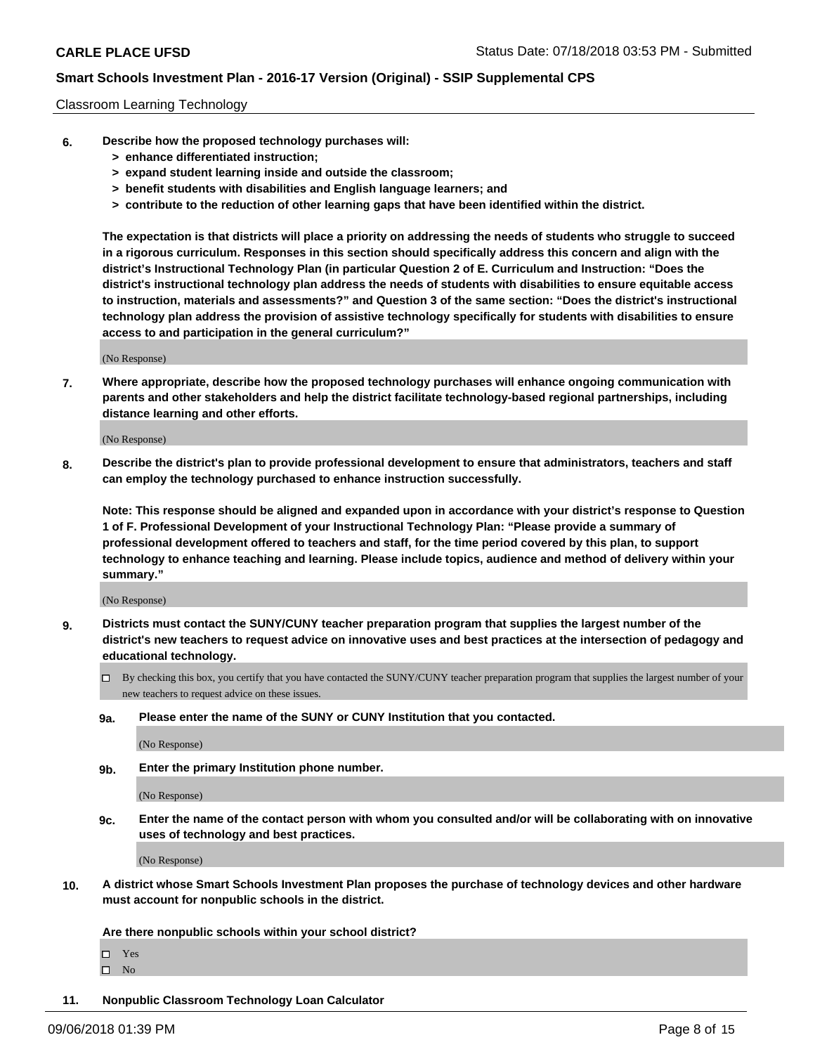Classroom Learning Technology

**6. Describe how the proposed technology purchases will:**
   - **> enhance differentiated instruction;**
   - **> expand student learning inside and outside the classroom;**
   - **> benefit students with disabilities and English language learners; and**
   - **> contribute to the reduction of other learning gaps that have been identified within the district.**

**The expectation is that districts will place a priority on addressing the needs of students who struggle to succeed in a rigorous curriculum. Responses in this section should specifically address this concern and align with the district's Instructional Technology Plan (in particular Question 2 of E. Curriculum and Instruction: "Does the district's instructional technology plan address the needs of students with disabilities to ensure equitable access to instruction, materials and assessments?" and Question 3 of the same section: "Does the district's instructional technology plan address the provision of assistive technology specifically for students with disabilities to ensure access to and participation in the general curriculum?"**

(No Response)

**7. Where appropriate, describe how the proposed technology purchases will enhance ongoing communication with parents and other stakeholders and help the district facilitate technology-based regional partnerships, including distance learning and other efforts.**

(No Response)

**8. Describe the district's plan to provide professional development to ensure that administrators, teachers and staff can employ the technology purchased to enhance instruction successfully.**

**Note: This response should be aligned and expanded upon in accordance with your district's response to Question 1 of F. Professional Development of your Instructional Technology Plan: "Please provide a summary of professional development offered to teachers and staff, for the time period covered by this plan, to support technology to enhance teaching and learning. Please include topics, audience and method of delivery within your summary."**

(No Response)

**9. Districts must contact the SUNY/CUNY teacher preparation program that supplies the largest number of the district's new teachers to request advice on innovative uses and best practices at the intersection of pedagogy and educational technology.**

- [ ] By checking this box, you certify that you have contacted the SUNY/CUNY teacher preparation program that supplies the largest number of your new teachers to request advice on these issues.

**9a. Please enter the name of the SUNY or CUNY Institution that you contacted.**

(No Response)

**9b. Enter the primary Institution phone number.**

(No Response)

**9c. Enter the name of the contact person with whom you consulted and/or will be collaborating with on innovative uses of technology and best practices.**

(No Response)

**10. A district whose Smart Schools Investment Plan proposes the purchase of technology devices and other hardware must account for nonpublic schools in the district.**

**Are there nonpublic schools within your school district?**

- [ ] Yes
- [ ] No

**11. Nonpublic Classroom Technology Loan Calculator**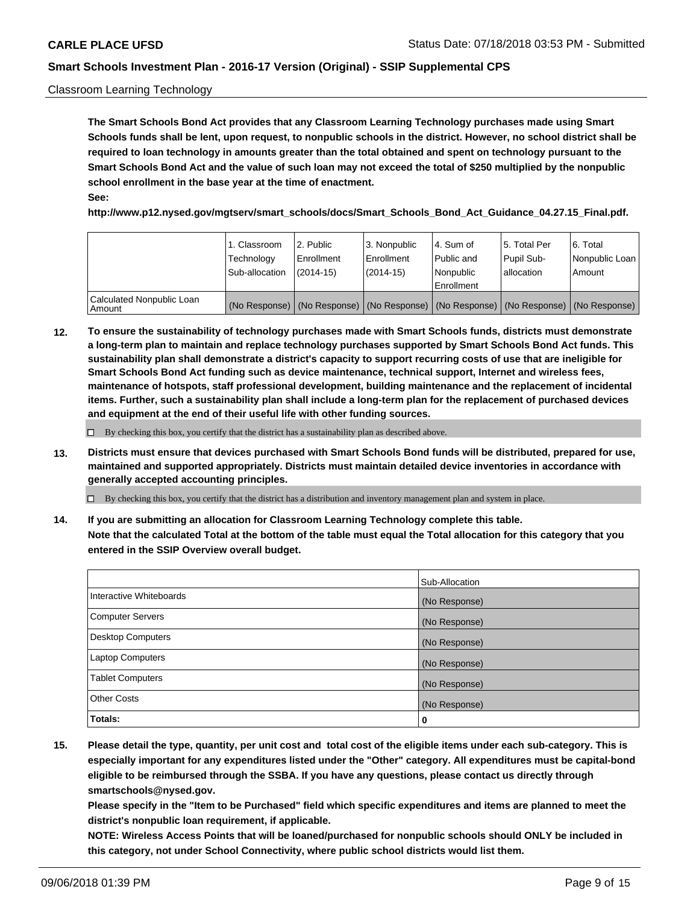Classroom Learning Technology

**The Smart Schools Bond Act provides that any Classroom Learning Technology purchases made using Smart Schools funds shall be lent, upon request, to nonpublic schools in the district. However, no school district shall be required to loan technology in amounts greater than the total obtained and spent on technology pursuant to the Smart Schools Bond Act and the value of such loan may not exceed the total of $250 multiplied by the nonpublic school enrollment in the base year at the time of enactment.**

**See:**

**http://www.p12.nysed.gov/mgtserv/smart_schools/docs/Smart_Schools_Bond_Act_Guidance_04.27.15_Final.pdf.**

| | 1. Classroom Technology Sub-allocation | 2. Public Enrollment (2014-15) | 3. Nonpublic Enrollment (2014-15) | 4. Sum of Public and Nonpublic Enrollment | 5. Total Per Pupil Sub-allocation | 6. Total Nonpublic Loan Amount |
|---|---|---|---|---|---|---|
| Calculated Nonpublic Loan Amount | (No Response) | (No Response) | (No Response) | (No Response) | (No Response) | (No Response) |

**12. To ensure the sustainability of technology purchases made with Smart Schools funds, districts must demonstrate a long-term plan to maintain and replace technology purchases supported by Smart Schools Bond Act funds. This sustainability plan shall demonstrate a district's capacity to support recurring costs of use that are ineligible for Smart Schools Bond Act funding such as device maintenance, technical support, Internet and wireless fees, maintenance of hotspots, staff professional development, building maintenance and the replacement of incidental items. Further, such a sustainability plan shall include a long-term plan for the replacement of purchased devices and equipment at the end of their useful life with other funding sources.**

☐ By checking this box, you certify that the district has a sustainability plan as described above.

**13. Districts must ensure that devices purchased with Smart Schools Bond funds will be distributed, prepared for use, maintained and supported appropriately. Districts must maintain detailed device inventories in accordance with generally accepted accounting principles.**

☐ By checking this box, you certify that the district has a distribution and inventory management plan and system in place.

**14. If you are submitting an allocation for Classroom Learning Technology complete this table. Note that the calculated Total at the bottom of the table must equal the Total allocation for this category that you entered in the SSIP Overview overall budget.**

| | Sub-Allocation |
|---|---|
| Interactive Whiteboards | (No Response) |
| Computer Servers | (No Response) |
| Desktop Computers | (No Response) |
| Laptop Computers | (No Response) |
| Tablet Computers | (No Response) |
| Other Costs | (No Response) |
| **Totals:** | **0** |

**15. Please detail the type, quantity, per unit cost and total cost of the eligible items under each sub-category. This is especially important for any expenditures listed under the "Other" category. All expenditures must be capital-bond eligible to be reimbursed through the SSBA. If you have any questions, please contact us directly through smartschools@nysed.gov.**

**Please specify in the "Item to be Purchased" field which specific expenditures and items are planned to meet the district's nonpublic loan requirement, if applicable.**

**NOTE: Wireless Access Points that will be loaned/purchased for nonpublic schools should ONLY be included in this category, not under School Connectivity, where public school districts would list them.**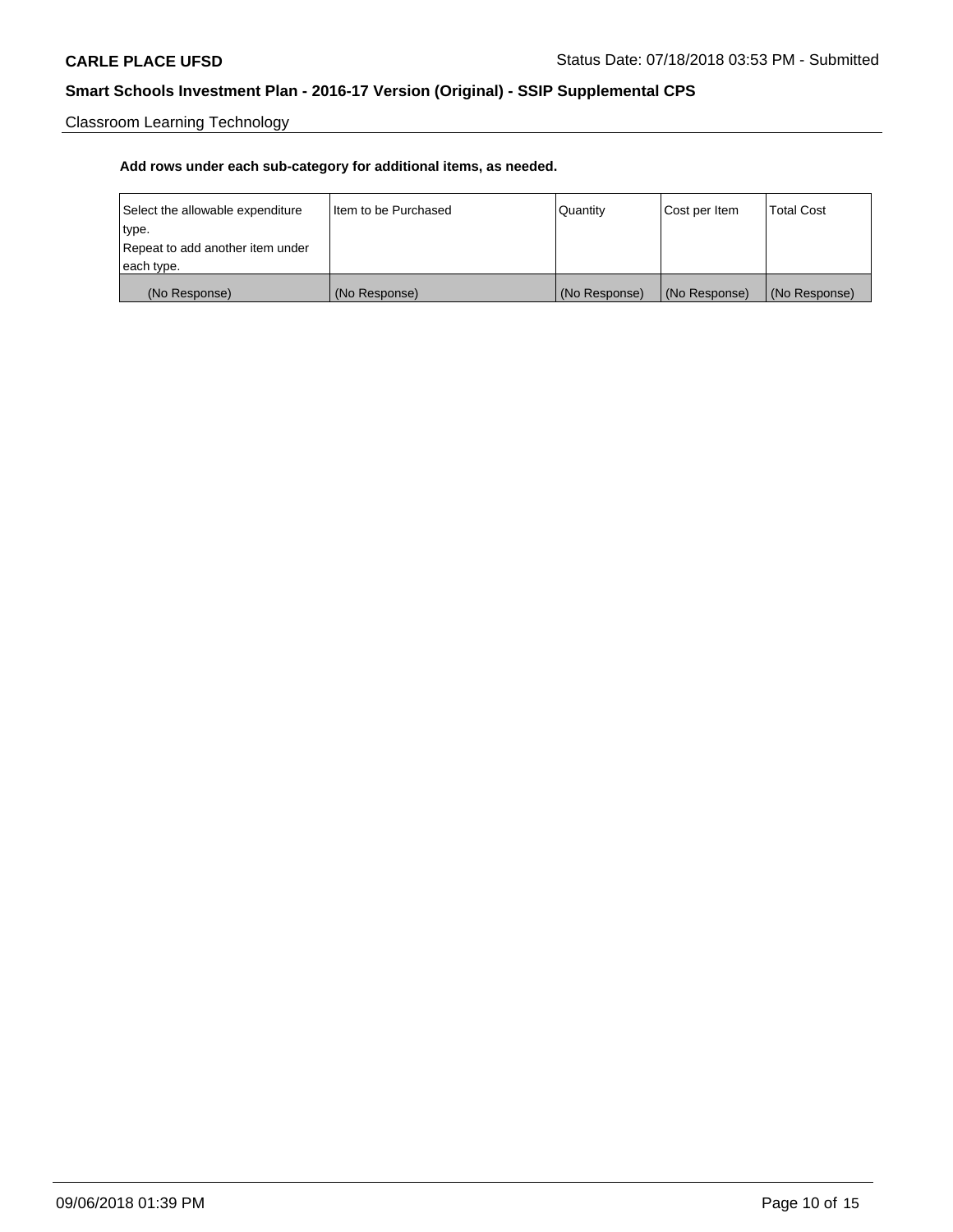Classroom Learning Technology

**Add rows under each sub-category for additional items, as needed.**

| Select the allowable expenditure type. Repeat to add another item under each type. | Item to be Purchased | Quantity | Cost per Item | Total Cost |
|---|---|---|---|---|
| (No Response) | (No Response) | (No Response) | (No Response) | (No Response) |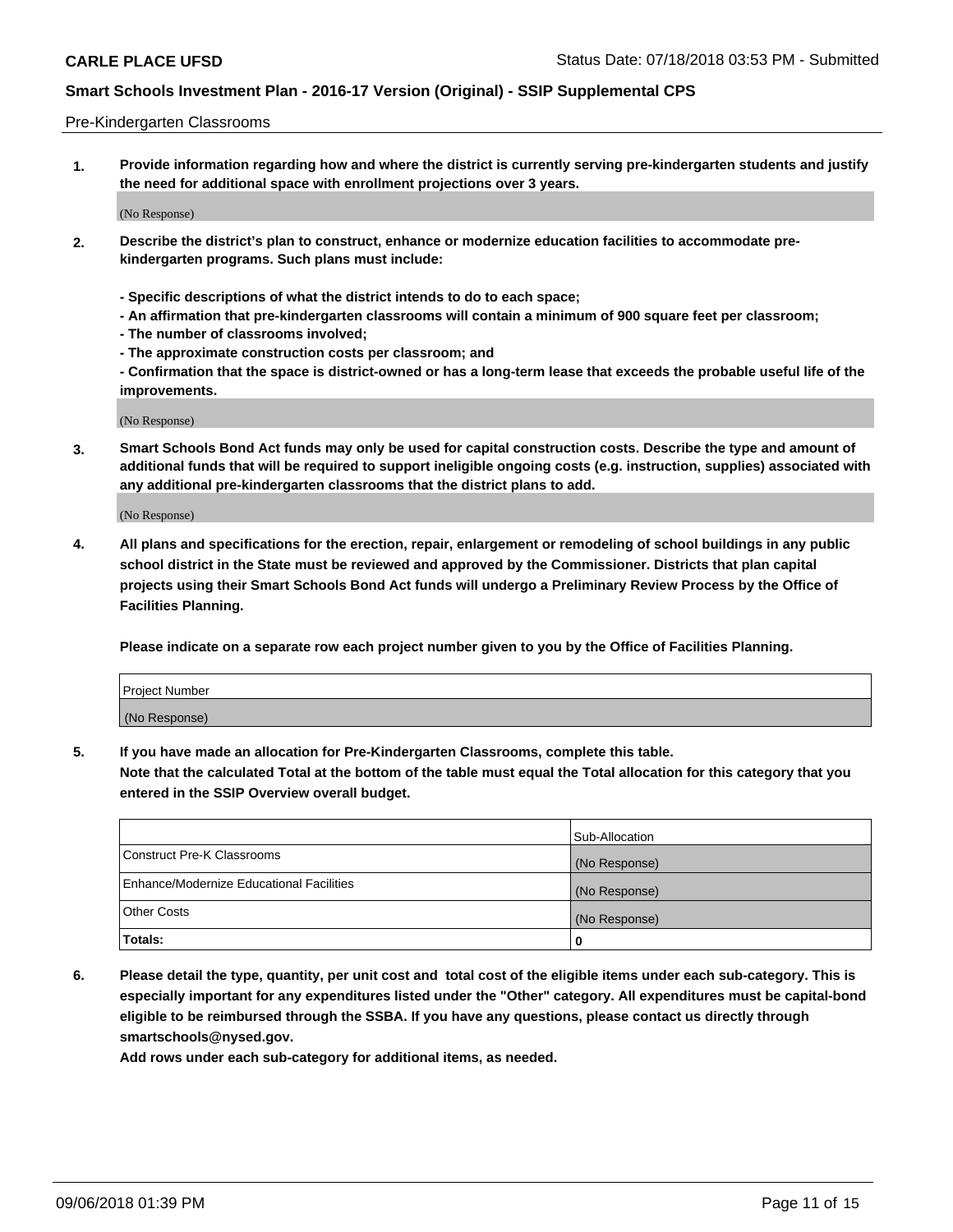Pre-Kindergarten Classrooms

**1. Provide information regarding how and where the district is currently serving pre-kindergarten students and justify the need for additional space with enrollment projections over 3 years.**

(No Response)

**2. Describe the district's plan to construct, enhance or modernize education facilities to accommodate pre-kindergarten programs. Such plans must include:**

**- Specific descriptions of what the district intends to do to each space;**
**- An affirmation that pre-kindergarten classrooms will contain a minimum of 900 square feet per classroom;**
**- The number of classrooms involved;**
**- The approximate construction costs per classroom; and**
**- Confirmation that the space is district-owned or has a long-term lease that exceeds the probable useful life of the improvements.**

(No Response)

**3. Smart Schools Bond Act funds may only be used for capital construction costs. Describe the type and amount of additional funds that will be required to support ineligible ongoing costs (e.g. instruction, supplies) associated with any additional pre-kindergarten classrooms that the district plans to add.**

(No Response)

**4. All plans and specifications for the erection, repair, enlargement or remodeling of school buildings in any public school district in the State must be reviewed and approved by the Commissioner. Districts that plan capital projects using their Smart Schools Bond Act funds will undergo a Preliminary Review Process by the Office of Facilities Planning.**

**Please indicate on a separate row each project number given to you by the Office of Facilities Planning.**

| Project Number |
|---|
| (No Response) |

**5. If you have made an allocation for Pre-Kindergarten Classrooms, complete this table.**
**Note that the calculated Total at the bottom of the table must equal the Total allocation for this category that you entered in the SSIP Overview overall budget.**

| | Sub-Allocation |
|---|---|
| Construct Pre-K Classrooms | (No Response) |
| Enhance/Modernize Educational Facilities | (No Response) |
| Other Costs | (No Response) |
| **Totals:** | **0** |

**6. Please detail the type, quantity, per unit cost and total cost of the eligible items under each sub-category. This is especially important for any expenditures listed under the "Other" category. All expenditures must be capital-bond eligible to be reimbursed through the SSBA. If you have any questions, please contact us directly through smartschools@nysed.gov.**
**Add rows under each sub-category for additional items, as needed.**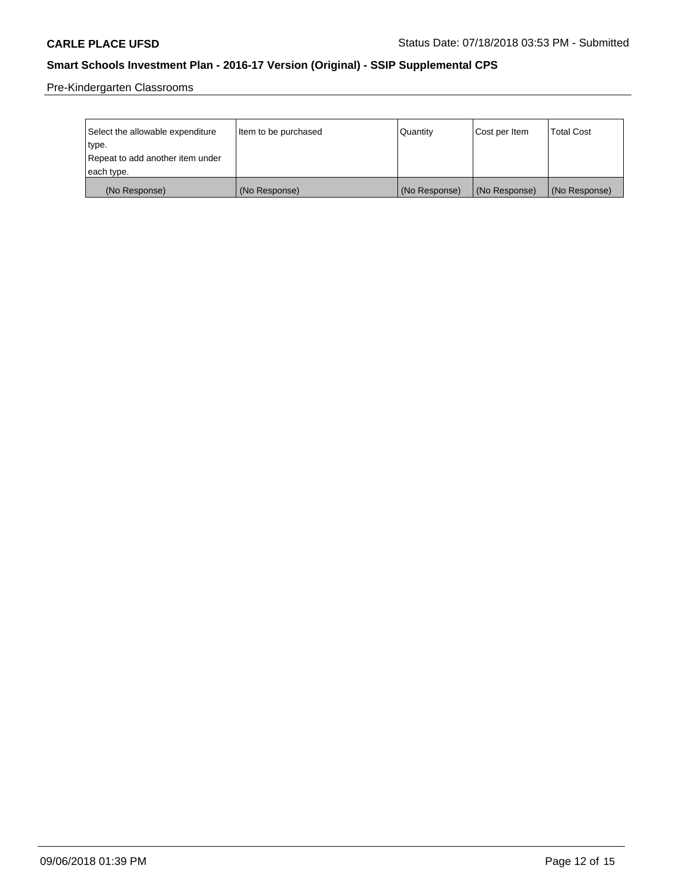Pre-Kindergarten Classrooms

| Select the allowable expenditure type. Repeat to add another item under each type. | Item to be purchased | Quantity | Cost per Item | Total Cost |
|---|---|---|---|---|
| (No Response) | (No Response) | (No Response) | (No Response) | (No Response) |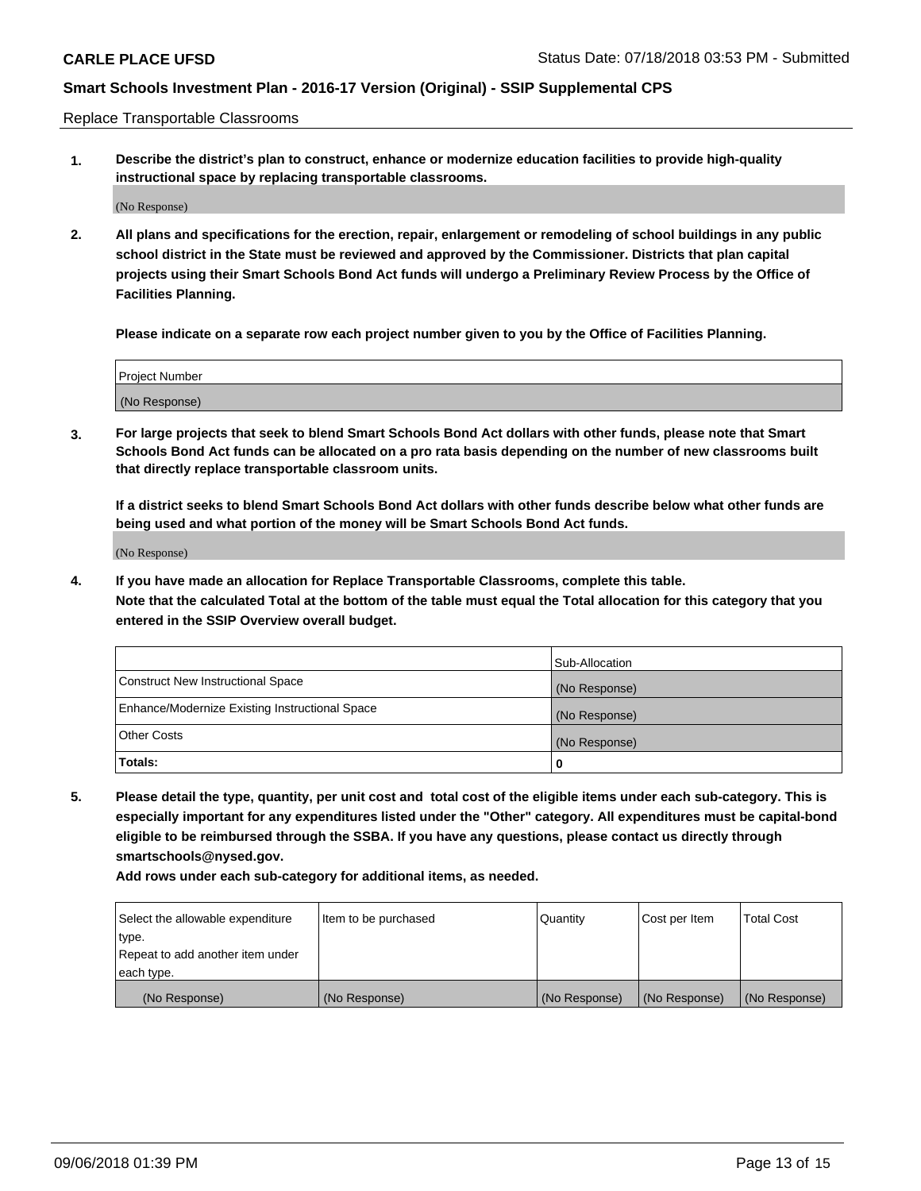Replace Transportable Classrooms

1. **Describe the district's plan to construct, enhance or modernize education facilities to provide high-quality instructional space by replacing transportable classrooms.**

(No Response)

2. **All plans and specifications for the erection, repair, enlargement or remodeling of school buildings in any public school district in the State must be reviewed and approved by the Commissioner. Districts that plan capital projects using their Smart Schools Bond Act funds will undergo a Preliminary Review Process by the Office of Facilities Planning.**

   **Please indicate on a separate row each project number given to you by the Office of Facilities Planning.**

| Project Number |
|---|
| (No Response) |

3. **For large projects that seek to blend Smart Schools Bond Act dollars with other funds, please note that Smart Schools Bond Act funds can be allocated on a pro rata basis depending on the number of new classrooms built that directly replace transportable classroom units.**

   **If a district seeks to blend Smart Schools Bond Act dollars with other funds describe below what other funds are being used and what portion of the money will be Smart Schools Bond Act funds.**

(No Response)

4. **If you have made an allocation for Replace Transportable Classrooms, complete this table. Note that the calculated Total at the bottom of the table must equal the Total allocation for this category that you entered in the SSIP Overview overall budget.**

| | Sub-Allocation |
|---|---|
| Construct New Instructional Space | (No Response) |
| Enhance/Modernize Existing Instructional Space | (No Response) |
| Other Costs | (No Response) |
| **Totals:** | **0** |

5. **Please detail the type, quantity, per unit cost and total cost of the eligible items under each sub-category. This is especially important for any expenditures listed under the "Other" category. All expenditures must be capital-bond eligible to be reimbursed through the SSBA. If you have any questions, please contact us directly through smartschools@nysed.gov.**

   **Add rows under each sub-category for additional items, as needed.**

| Select the allowable expenditure type. Repeat to add another item under each type. | Item to be purchased | Quantity | Cost per Item | Total Cost |
|---|---|---|---|---|
| (No Response) | (No Response) | (No Response) | (No Response) | (No Response) |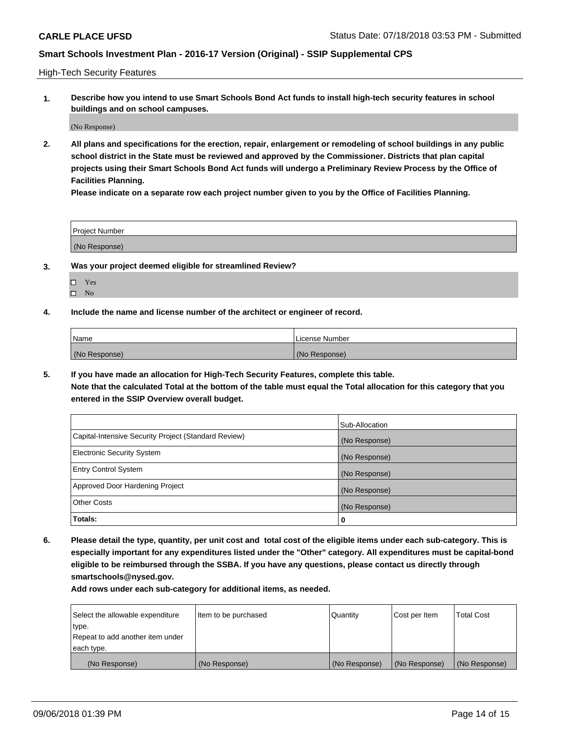High-Tech Security Features

**1. Describe how you intend to use Smart Schools Bond Act funds to install high-tech security features in school buildings and on school campuses.**

(No Response)

**2. All plans and specifications for the erection, repair, enlargement or remodeling of school buildings in any public school district in the State must be reviewed and approved by the Commissioner. Districts that plan capital projects using their Smart Schools Bond Act funds will undergo a Preliminary Review Process by the Office of Facilities Planning.**

**Please indicate on a separate row each project number given to you by the Office of Facilities Planning.**

| Project Number |
|---|
| (No Response) |

**3. Was your project deemed eligible for streamlined Review?**

- ☐ Yes
- ☐ No

**4. Include the name and license number of the architect or engineer of record.**

| Name | License Number |
|---|---|
| (No Response) | (No Response) |

**5. If you have made an allocation for High-Tech Security Features, complete this table.**
**Note that the calculated Total at the bottom of the table must equal the Total allocation for this category that you entered in the SSIP Overview overall budget.**

| | Sub-Allocation |
|---|---|
| Capital-Intensive Security Project (Standard Review) | (No Response) |
| Electronic Security System | (No Response) |
| Entry Control System | (No Response) |
| Approved Door Hardening Project | (No Response) |
| Other Costs | (No Response) |
| **Totals:** | **0** |

**6. Please detail the type, quantity, per unit cost and total cost of the eligible items under each sub-category. This is especially important for any expenditures listed under the "Other" category. All expenditures must be capital-bond eligible to be reimbursed through the SSBA. If you have any questions, please contact us directly through smartschools@nysed.gov.**

**Add rows under each sub-category for additional items, as needed.**

| Select the allowable expenditure type. Repeat to add another item under each type. | Item to be purchased | Quantity | Cost per Item | Total Cost |
|---|---|---|---|---|
| (No Response) | (No Response) | (No Response) | (No Response) | (No Response) |